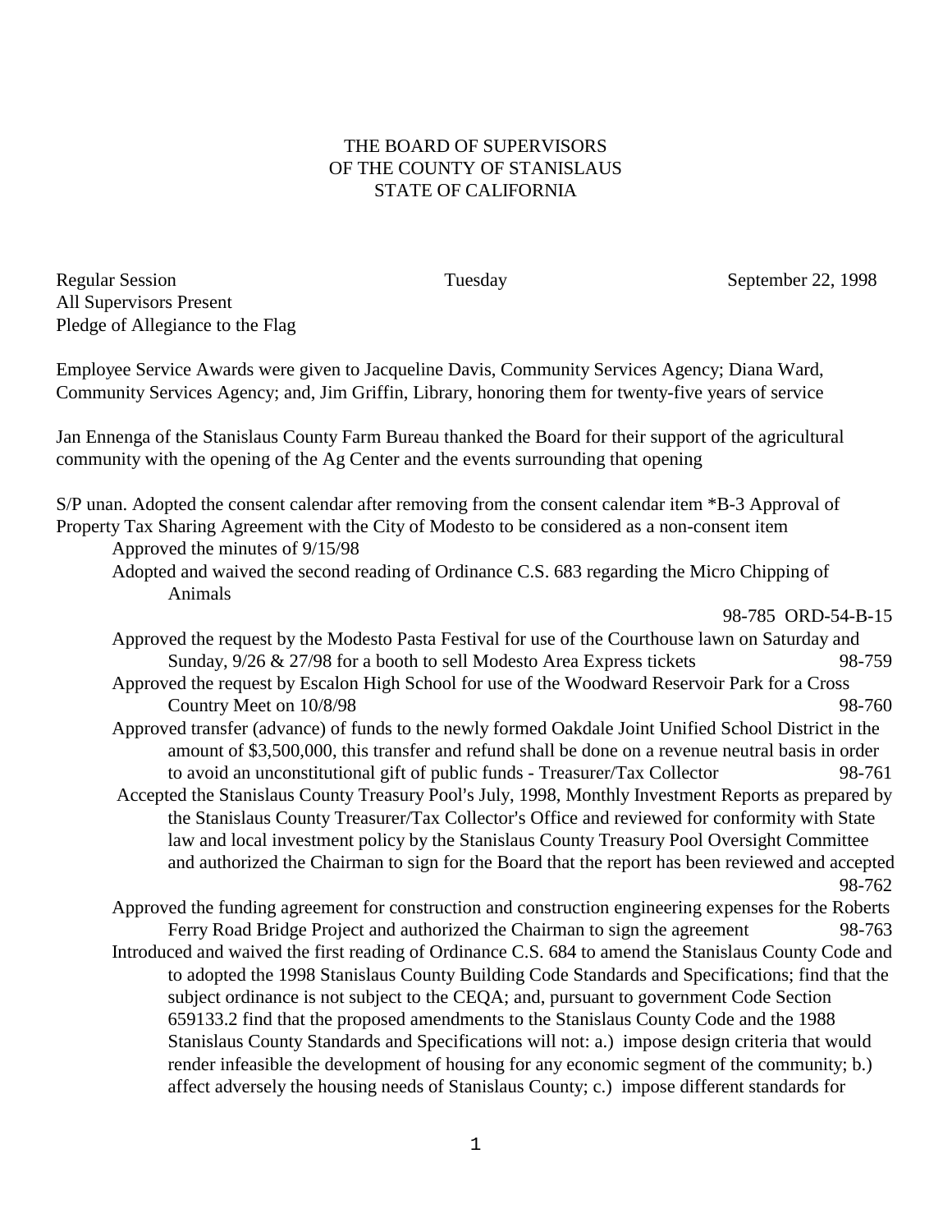THE BOARD OF SUPERVISORS
OF THE COUNTY OF STANISLAUS
STATE OF CALIFORNIA

Regular Session Tuesday September 22, 1998
All Supervisors Present
Pledge of Allegiance to the Flag

Employee Service Awards were given to Jacqueline Davis, Community Services Agency; Diana Ward, Community Services Agency; and, Jim Griffin, Library, honoring them for twenty-five years of service

Jan Ennenga of the Stanislaus County Farm Bureau thanked the Board for their support of the agricultural community with the opening of the Ag Center and the events surrounding that opening

S/P unan. Adopted the consent calendar after removing from the consent calendar item *B-3 Approval of Property Tax Sharing Agreement with the City of Modesto to be considered as a non-consent item

Approved the minutes of 9/15/98

Adopted and waived the second reading of Ordinance C.S. 683 regarding the Micro Chipping of Animals 98-785 ORD-54-B-15

Approved the request by the Modesto Pasta Festival for use of the Courthouse lawn on Saturday and Sunday, 9/26 & 27/98 for a booth to sell Modesto Area Express tickets 98-759

Approved the request by Escalon High School for use of the Woodward Reservoir Park for a Cross Country Meet on 10/8/98 98-760

Approved transfer (advance) of funds to the newly formed Oakdale Joint Unified School District in the amount of $3,500,000, this transfer and refund shall be done on a revenue neutral basis in order to avoid an unconstitutional gift of public funds - Treasurer/Tax Collector 98-761

Accepted the Stanislaus County Treasury Pool's July, 1998, Monthly Investment Reports as prepared by the Stanislaus County Treasurer/Tax Collector's Office and reviewed for conformity with State law and local investment policy by the Stanislaus County Treasury Pool Oversight Committee and authorized the Chairman to sign for the Board that the report has been reviewed and accepted 98-762

Approved the funding agreement for construction and construction engineering expenses for the Roberts Ferry Road Bridge Project and authorized the Chairman to sign the agreement 98-763

Introduced and waived the first reading of Ordinance C.S. 684 to amend the Stanislaus County Code and to adopted the 1998 Stanislaus County Building Code Standards and Specifications; find that the subject ordinance is not subject to the CEQA; and, pursuant to government Code Section 659133.2 find that the proposed amendments to the Stanislaus County Code and the 1988 Stanislaus County Standards and Specifications will not: a.) impose design criteria that would render infeasible the development of housing for any economic segment of the community; b.) affect adversely the housing needs of Stanislaus County; c.) impose different standards for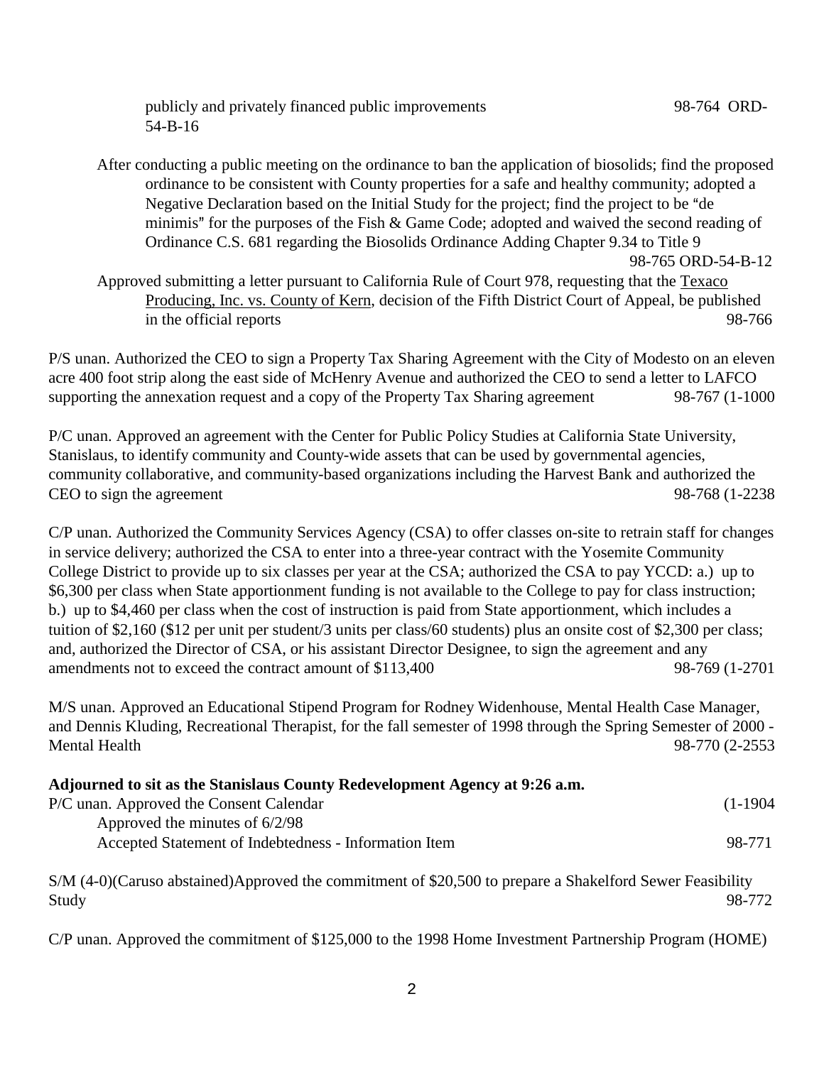publicly and privately financed public improvements 98-764 ORD-54-B-16

After conducting a public meeting on the ordinance to ban the application of biosolids; find the proposed ordinance to be consistent with County properties for a safe and healthy community; adopted a Negative Declaration based on the Initial Study for the project; find the project to be "de minimis" for the purposes of the Fish & Game Code; adopted and waived the second reading of Ordinance C.S. 681 regarding the Biosolids Ordinance Adding Chapter 9.34 to Title 9 98-765 ORD-54-B-12

Approved submitting a letter pursuant to California Rule of Court 978, requesting that the Texaco Producing, Inc. vs. County of Kern, decision of the Fifth District Court of Appeal, be published in the official reports 98-766

P/S unan. Authorized the CEO to sign a Property Tax Sharing Agreement with the City of Modesto on an eleven acre 400 foot strip along the east side of McHenry Avenue and authorized the CEO to send a letter to LAFCO supporting the annexation request and a copy of the Property Tax Sharing agreement 98-767 (1-1000

P/C unan. Approved an agreement with the Center for Public Policy Studies at California State University, Stanislaus, to identify community and County-wide assets that can be used by governmental agencies, community collaborative, and community-based organizations including the Harvest Bank and authorized the CEO to sign the agreement 98-768 (1-2238

C/P unan. Authorized the Community Services Agency (CSA) to offer classes on-site to retrain staff for changes in service delivery; authorized the CSA to enter into a three-year contract with the Yosemite Community College District to provide up to six classes per year at the CSA; authorized the CSA to pay YCCD: a.) up to $6,300 per class when State apportionment funding is not available to the College to pay for class instruction; b.) up to $4,460 per class when the cost of instruction is paid from State apportionment, which includes a tuition of $2,160 ($12 per unit per student/3 units per class/60 students) plus an onsite cost of $2,300 per class; and, authorized the Director of CSA, or his assistant Director Designee, to sign the agreement and any amendments not to exceed the contract amount of $113,400 98-769 (1-2701

M/S unan. Approved an Educational Stipend Program for Rodney Widenhouse, Mental Health Case Manager, and Dennis Kluding, Recreational Therapist, for the fall semester of 1998 through the Spring Semester of 2000 - Mental Health 98-770 (2-2553

**Adjourned to sit as the Stanislaus County Redevelopment Agency at 9:26 a.m.**

P/C unan. Approved the Consent Calendar (1-1904

Approved the minutes of 6/2/98

Accepted Statement of Indebtedness - Information Item 98-771

S/M (4-0)(Caruso abstained)Approved the commitment of $20,500 to prepare a Shakelford Sewer Feasibility Study 98-772

C/P unan. Approved the commitment of $125,000 to the 1998 Home Investment Partnership Program (HOME)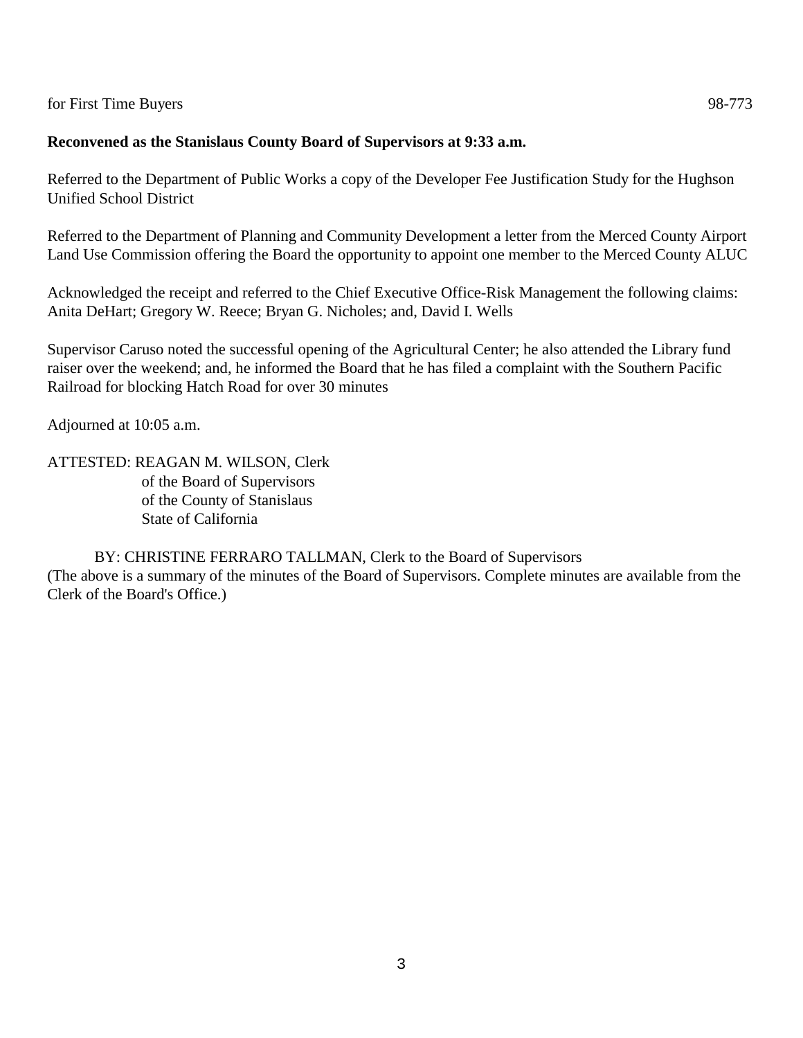for First Time Buyers 98-773

**Reconvened as the Stanislaus County Board of Supervisors at 9:33 a.m.**

Referred to the Department of Public Works a copy of the Developer Fee Justification Study for the Hughson Unified School District

Referred to the Department of Planning and Community Development a letter from the Merced County Airport Land Use Commission offering the Board the opportunity to appoint one member to the Merced County ALUC

Acknowledged the receipt and referred to the Chief Executive Office-Risk Management the following claims: Anita DeHart; Gregory W. Reece; Bryan G. Nicholes; and, David I. Wells

Supervisor Caruso noted the successful opening of the Agricultural Center; he also attended the Library fund raiser over the weekend; and, he informed the Board that he has filed a complaint with the Southern Pacific Railroad for blocking Hatch Road for over 30 minutes

Adjourned at 10:05 a.m.

ATTESTED: REAGAN M. WILSON, Clerk
of the Board of Supervisors
of the County of Stanislaus
State of California

BY: CHRISTINE FERRARO TALLMAN, Clerk to the Board of Supervisors
(The above is a summary of the minutes of the Board of Supervisors. Complete minutes are available from the Clerk of the Board's Office.)